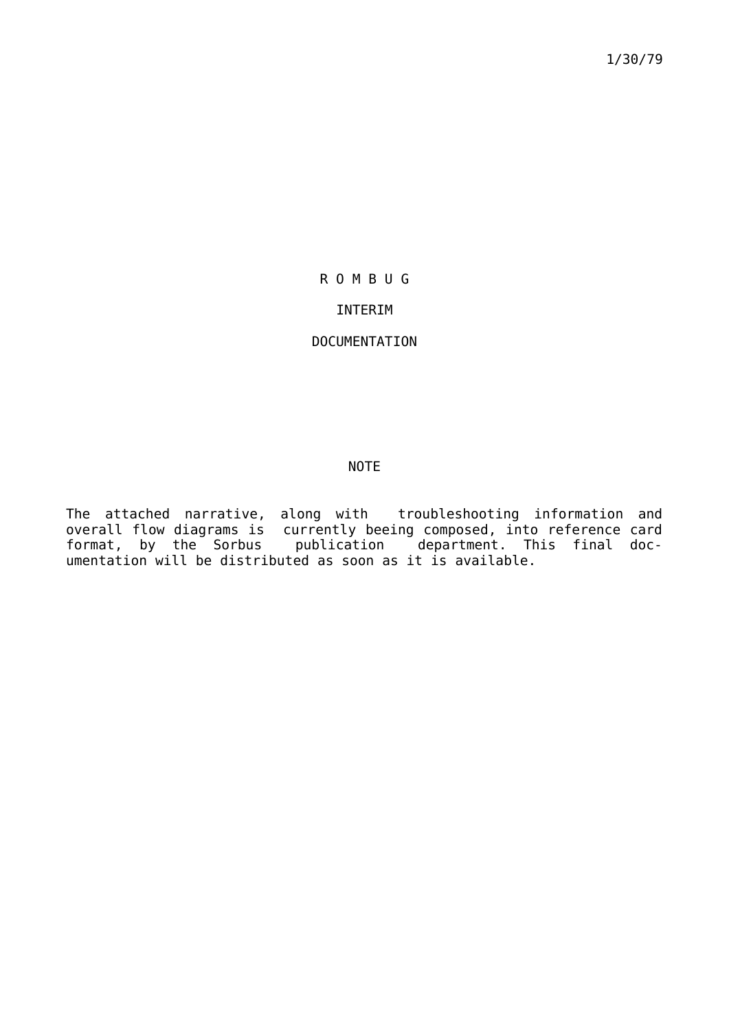1/30/79

# R O M B U G

## INTERIM

## DOCUMENTATION

### NOTE

The attached narrative, along with troubleshooting information and overall flow diagrams is currently beeing composed, into reference card format, by the Sorbus publication department. This final documentation will be distributed as soon as it is available.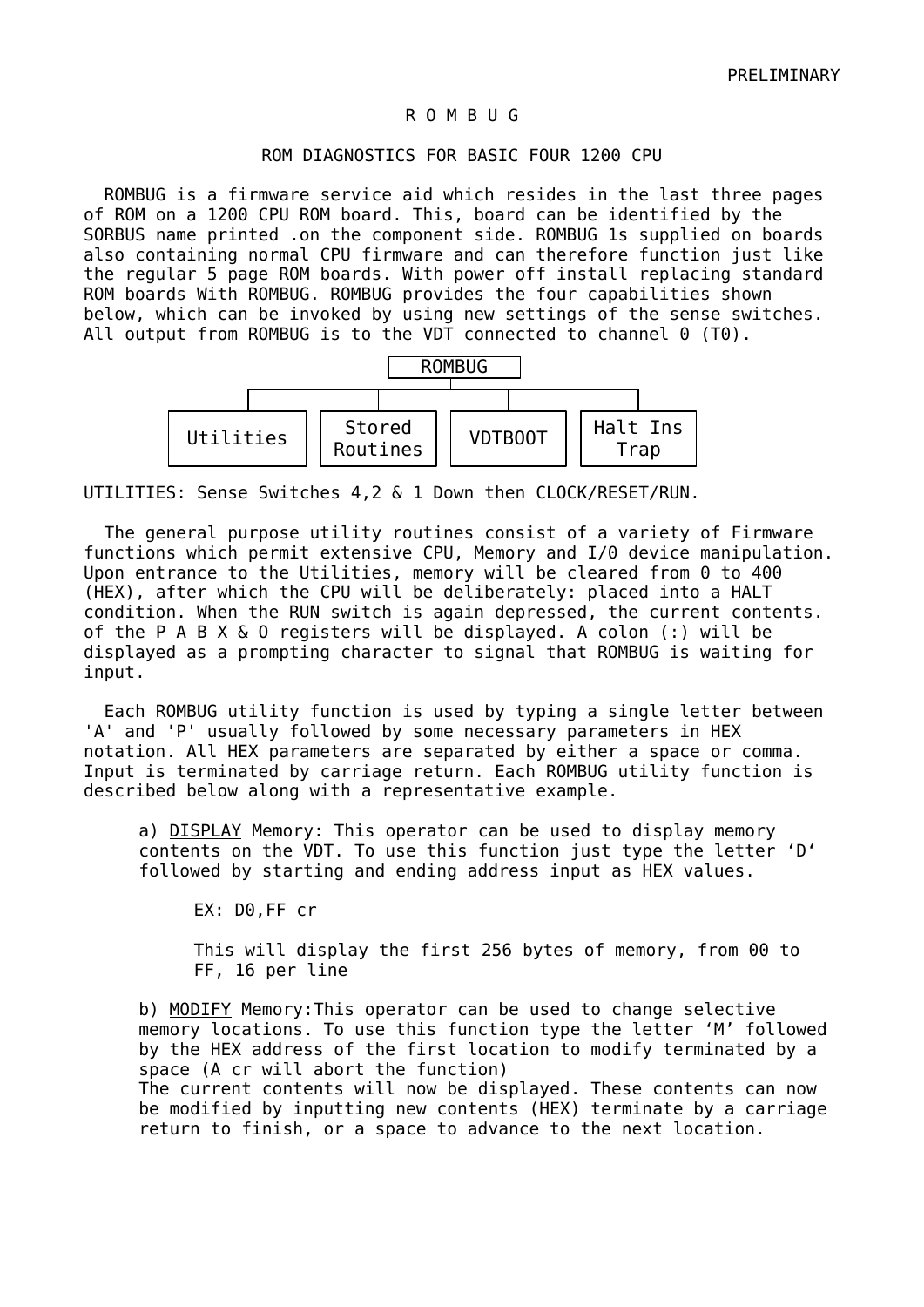PRELIMINARY

# R O M B U G

## ROM DIAGNOSTICS FOR BASIC FOUR 1200 CPU

ROMBUG is a firmware service aid which resides in the last three pages of ROM on a 1200 CPU ROM board. This, board can be identified by the SORBUS name printed .on the component side. ROMBUG 1s supplied on boards also containing normal CPU firmware and can therefore function just like the regular 5 page ROM boards. With power off install replacing standard ROM boards With ROMBUG. ROMBUG provides the four capabilities shown below, which can be invoked by using new settings of the sense switches. All output from ROMBUG is to the VDT connected to channel 0 (T0).

```
                    ROMBUG
       |           |           |           |
   Utilities     Stored      VDTBOOT    Halt Ins
                Routines                  Trap
```

UTILITIES: Sense Switches 4,2 & 1 Down then CLOCK/RESET/RUN.

The general purpose utility routines consist of a variety of Firmware functions which permit extensive CPU, Memory and I/0 device manipulation. Upon entrance to the Utilities, memory will be cleared from 0 to 400 (HEX), after which the CPU will be deliberately: placed into a HALT condition. When the RUN switch is again depressed, the current contents. of the P A B X & O registers will be displayed. A colon (:) will be displayed as a prompting character to signal that ROMBUG is waiting for input.

Each ROMBUG utility function is used by typing a single letter between 'A' and 'P' usually followed by some necessary parameters in HEX notation. All HEX parameters are separated by either a space or comma. Input is terminated by carriage return. Each ROMBUG utility function is described below along with a representative example.

a) <u>DISPLAY</u> Memory: This operator can be used to display memory contents on the VDT. To use this function just type the letter 'D' followed by starting and ending address input as HEX values.

> EX: D0,FF cr
>
> This will display the first 256 bytes of memory, from 00 to FF, 16 per line

b) <u>MODIFY</u> Memory:This operator can be used to change selective memory locations. To use this function type the letter 'M' followed by the HEX address of the first location to modify terminated by a space (A cr will abort the function)
The current contents will now be displayed. These contents can now be modified by inputting new contents (HEX) terminate by a carriage return to finish, or a space to advance to the next location.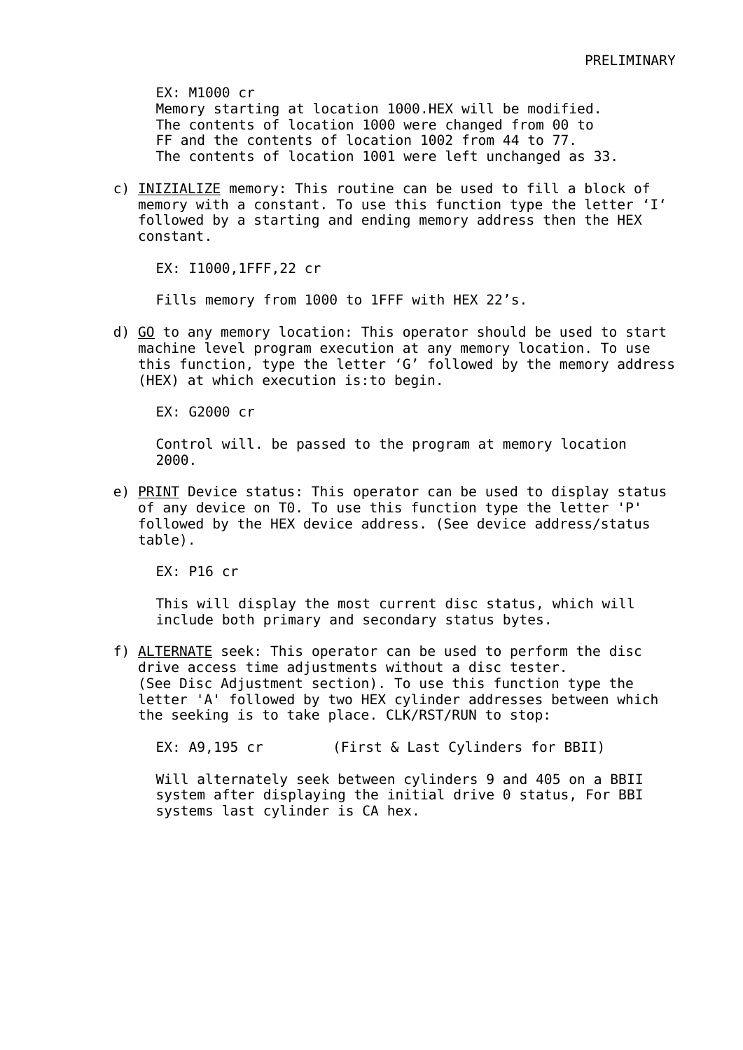EX: M1000 cr
Memory starting at location 1000.HEX will be modified.
The contents of location 1000 were changed from 00 to
FF and the contents of location 1002 from 44 to 77.
The contents of location 1001 were left unchanged as 33.

c) INIZIALIZE memory: This routine can be used to fill a block of memory with a constant. To use this function type the letter ‘I‘ followed by a starting and ending memory address then the HEX constant.

   EX: I1000,1FFF,22 cr

   Fills memory from 1000 to 1FFF with HEX 22’s.

d) GO to any memory location: This operator should be used to start machine level program execution at any memory location. To use this function, type the letter ‘G’ followed by the memory address (HEX) at which execution is:to begin.

   EX: G2000 cr

   Control will. be passed to the program at memory location 2000.

e) PRINT Device status: This operator can be used to display status of any device on T0. To use this function type the letter 'P' followed by the HEX device address. (See device address/status table).

   EX: P16 cr

   This will display the most current disc status, which will include both primary and secondary status bytes.

f) ALTERNATE seek: This operator can be used to perform the disc drive access time adjustments without a disc tester. (See Disc Adjustment section). To use this function type the letter 'A' followed by two HEX cylinder addresses between which the seeking is to take place. CLK/RST/RUN to stop:

   EX: A9,195 cr        (First & Last Cylinders for BBII)

   Will alternately seek between cylinders 9 and 405 on a BBII system after displaying the initial drive 0 status, For BBI systems last cylinder is CA hex.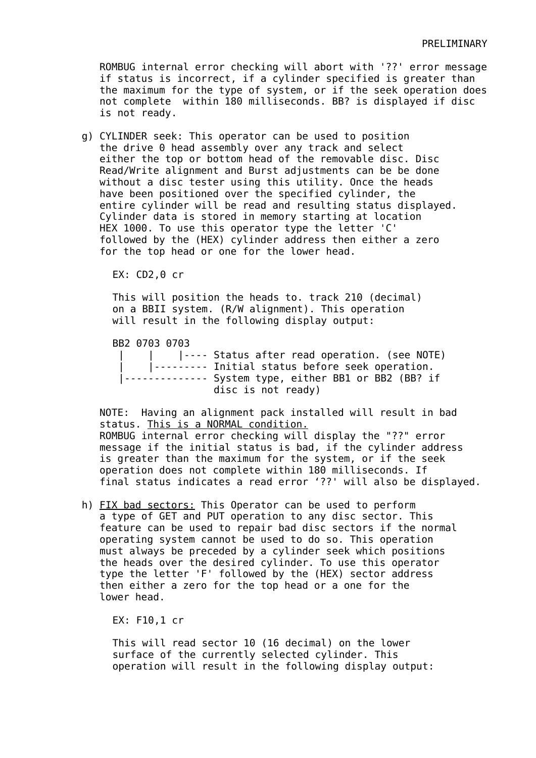ROMBUG internal error checking will abort with '??' error message if status is incorrect, if a cylinder specified is greater than the maximum for the type of system, or if the seek operation does not complete within 180 milliseconds. BB? is displayed if disc is not ready.

g) CYLINDER seek: This operator can be used to position the drive 0 head assembly over any track and select either the top or bottom head of the removable disc. Disc Read/Write alignment and Burst adjustments can be be done without a disc tester using this utility. Once the heads have been positioned over the specified cylinder, the entire cylinder will be read and resulting status displayed. Cylinder data is stored in memory starting at location HEX 1000. To use this operator type the letter 'C' followed by the (HEX) cylinder address then either a zero for the top head or one for the lower head.

   EX: CD2,0 cr

   This will position the heads to. track 210 (decimal) on a BBII system. (R/W alignment). This operation will result in the following display output:

```
BB2 0703 0703
 |    |    |---- Status after read operation. (see NOTE)
 |    |--------- Initial status before seek operation.
 |-------------- System type, either BB1 or BB2 (BB? if
                 disc is not ready)
```

NOTE: Having an alignment pack installed will result in bad status. <u>This is a NORMAL condition.</u>
ROMBUG internal error checking will display the "??" error message if the initial status is bad, if the cylinder address is greater than the maximum for the system, or if the seek operation does not complete within 180 milliseconds. If final status indicates a read error '??' will also be displayed.

h) <u>FIX bad sectors:</u> This Operator can be used to perform a type of GET and PUT operation to any disc sector. This feature can be used to repair bad disc sectors if the normal operating system cannot be used to do so. This operation must always be preceded by a cylinder seek which positions the heads over the desired cylinder. To use this operator type the letter 'F' followed by the (HEX) sector address then either a zero for the top head or a one for the lower head.

   EX: F10,1 cr

   This will read sector 10 (16 decimal) on the lower surface of the currently selected cylinder. This operation will result in the following display output: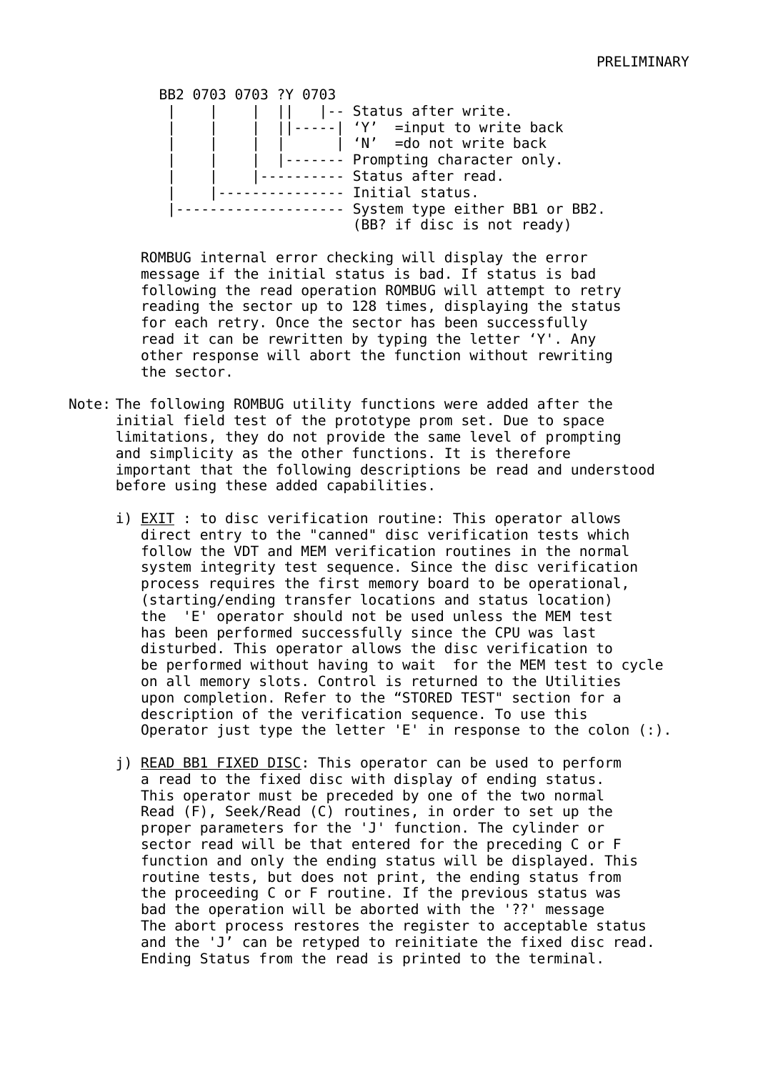```
BB2 0703 0703 ?Y 0703
 |    |    |  ||   |-- Status after write.
 |    |    |  ||-----| 'Y'  =input to write back
 |    |    |  |      | 'N'  =do not write back
 |    |    |  |------- Prompting character only.
 |    |    |---------- Status after read.
 |    |--------------- Initial status.
 |-------------------- System type either BB1 or BB2.
                       (BB? if disc is not ready)
```

ROMBUG internal error checking will display the error message if the initial status is bad. If status is bad following the read operation ROMBUG will attempt to retry reading the sector up to 128 times, displaying the status for each retry. Once the sector has been successfully read it can be rewritten by typing the letter 'Y'. Any other response will abort the function without rewriting the sector.

Note: The following ROMBUG utility functions were added after the initial field test of the prototype prom set. Due to space limitations, they do not provide the same level of prompting and simplicity as the other functions. It is therefore important that the following descriptions be read and understood before using these added capabilities.

i) EXIT : to disc verification routine: This operator allows direct entry to the "canned" disc verification tests which follow the VDT and MEM verification routines in the normal system integrity test sequence. Since the disc verification process requires the first memory board to be operational, (starting/ending transfer locations and status location) the 'E' operator should not be used unless the MEM test has been performed successfully since the CPU was last disturbed. This operator allows the disc verification to be performed without having to wait for the MEM test to cycle on all memory slots. Control is returned to the Utilities upon completion. Refer to the "STORED TEST" section for a description of the verification sequence. To use this Operator just type the letter 'E' in response to the colon (:).

j) READ BB1 FIXED DISC: This operator can be used to perform a read to the fixed disc with display of ending status. This operator must be preceded by one of the two normal Read (F), Seek/Read (C) routines, in order to set up the proper parameters for the 'J' function. The cylinder or sector read will be that entered for the preceding C or F function and only the ending status will be displayed. This routine tests, but does not print, the ending status from the proceeding C or F routine. If the previous status was bad the operation will be aborted with the '??' message The abort process restores the register to acceptable status and the 'J' can be retyped to reinitiate the fixed disc read. Ending Status from the read is printed to the terminal.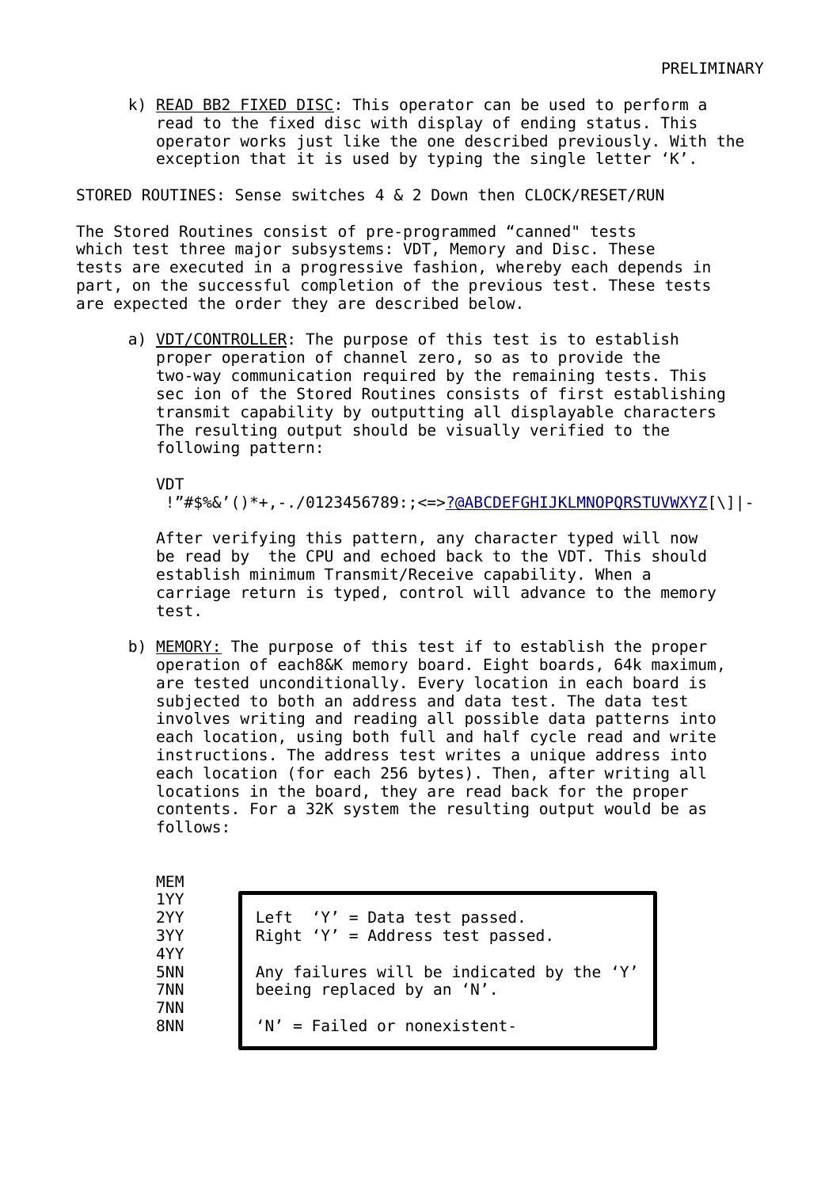k) <u>READ BB2 FIXED DISC</u>: This operator can be used to perform a read to the fixed disc with display of ending status. This operator works just like the one described previously. With the exception that it is used by typing the single letter ‘K’.

STORED ROUTINES: Sense switches 4 & 2 Down then CLOCK/RESET/RUN

The Stored Routines consist of pre-programmed “canned" tests which test three major subsystems: VDT, Memory and Disc. These tests are executed in a progressive fashion, whereby each depends in part, on the successful completion of the previous test. These tests are expected the order they are described below.

a) <u>VDT/CONTROLLER</u>: The purpose of this test is to establish proper operation of channel zero, so as to provide the two-way communication required by the remaining tests. This sec ion of the Stored Routines consists of first establishing transmit capability by outputting all displayable characters The resulting output should be visually verified to the following pattern:

```
VDT
 !”#$%&’()*+,-./0123456789:;<=>?@ABCDEFGHIJKLMNOPQRSTUVWXYZ[\]|-
```

After verifying this pattern, any character typed will now be read by the CPU and echoed back to the VDT. This should establish minimum Transmit/Receive capability. When a carriage return is typed, control will advance to the memory test.

b) <u>MEMORY:</u> The purpose of this test if to establish the proper operation of each8&K memory board. Eight boards, 64k maximum, are tested unconditionally. Every location in each board is subjected to both an address and data test. The data test involves writing and reading all possible data patterns into each location, using both full and half cycle read and write instructions. The address test writes a unique address into each location (for each 256 bytes). Then, after writing all locations in the board, they are read back for the proper contents. For a 32K system the resulting output would be as follows:

```
MEM
1YY
2YY
3YY
4YY
5NN
7NN
7NN
8NN
```

Left ‘Y’ = Data test passed.
Right ‘Y’ = Address test passed.

Any failures will be indicated by the ‘Y’ beeing replaced by an ‘N’.

‘N’ = Failed or nonexistent-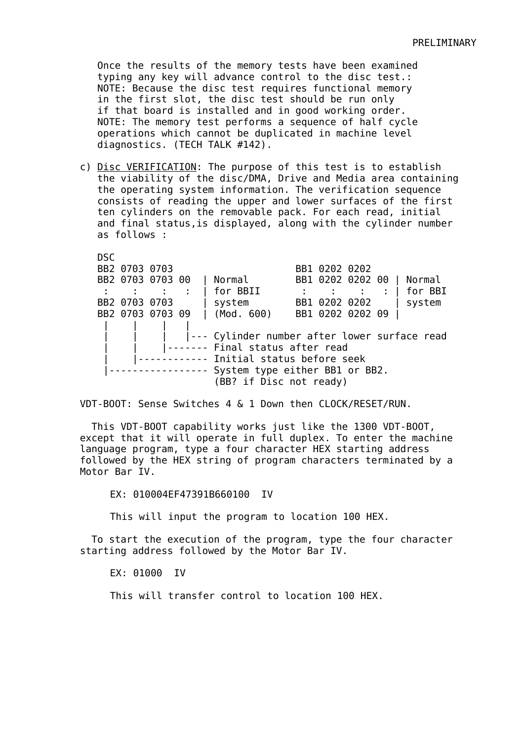Once the results of the memory tests have been examined typing any key will advance control to the disc test.:
NOTE: Because the disc test requires functional memory in the first slot, the disc test should be run only if that board is installed and in good working order.
NOTE: The memory test performs a sequence of half cycle operations which cannot be duplicated in machine level diagnostics. (TECH TALK #142).

c) Disc VERIFICATION: The purpose of this test is to establish the viability of the disc/DMA, Drive and Media area containing the operating system information. The verification sequence consists of reading the upper and lower surfaces of the first ten cylinders on the removable pack. For each read, initial and final status,is displayed, along with the cylinder number as follows :

```
DSC
BB2 0703 0703                    BB1 0202 0202
BB2 0703 0703 00  | Normal       BB1 0202 0202 00 | Normal
 :    :    :   :  | for BBII      :    :    :   : | for BBI
BB2 0703 0703     | system       BB1 0202 0202    | system
BB2 0703 0703 09  | (Mod. 600)   BB1 0202 0202 09 |
 |    |    |   |
 |    |    |   |--- Cylinder number after lower surface read
 |    |    |------- Final status after read
 |    |------------ Initial status before seek
 |----------------- System type either BB1 or BB2.
                    (BB? if Disc not ready)
```

VDT-BOOT: Sense Switches 4 & 1 Down then CLOCK/RESET/RUN.

This VDT-BOOT capability works just like the 1300 VDT-BOOT, except that it will operate in full duplex. To enter the machine language program, type a four character HEX starting address followed by the HEX string of program characters terminated by a Motor Bar IV.

EX: 010004EF47391B660100  IV

This will input the program to location 100 HEX.

To start the execution of the program, type the four character starting address followed by the Motor Bar IV.

EX: 01000  IV

This will transfer control to location 100 HEX.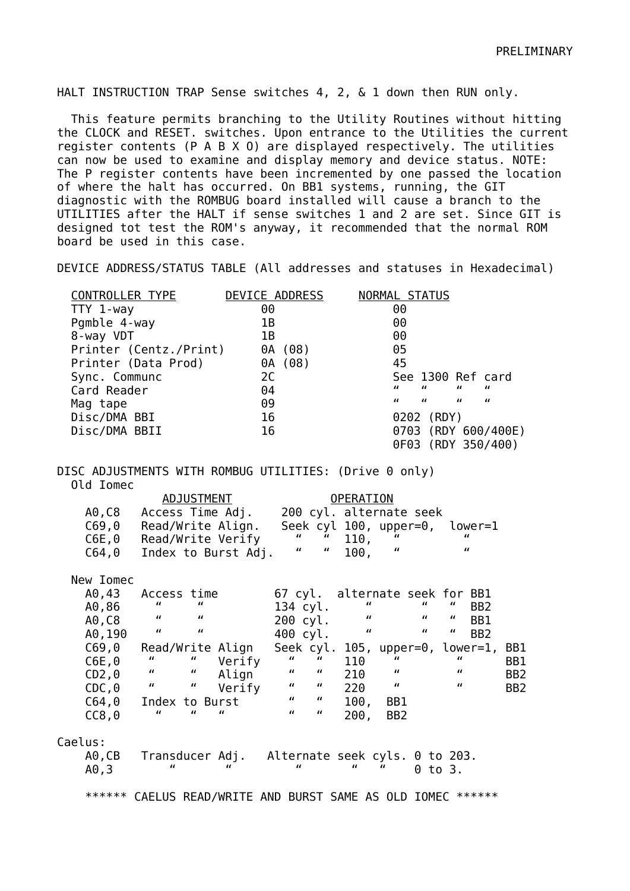PRELIMINARY

HALT INSTRUCTION TRAP Sense switches 4, 2, & 1 down then RUN only.

This feature permits branching to the Utility Routines without hitting the CLOCK and RESET. switches. Upon entrance to the Utilities the current register contents (P A B X O) are displayed respectively. The utilities can now be used to examine and display memory and device status. NOTE: The P register contents have been incremented by one passed the location of where the halt has occurred. On BB1 systems, running, the GIT diagnostic with the ROMBUG board installed will cause a branch to the UTILITIES after the HALT if sense switches 1 and 2 are set. Since GIT is designed tot test the ROM's anyway, it recommended that the normal ROM board be used in this case.

DEVICE ADDRESS/STATUS TABLE (All addresses and statuses in Hexadecimal)

| CONTROLLER TYPE | DEVICE ADDRESS | NORMAL STATUS |
|---|---|---|
| TTY 1-way | 00 | 00 |
| Pgmble 4-way | 1B | 00 |
| 8-way VDT | 1B | 00 |
| Printer (Centz./Print) | 0A (08) | 05 |
| Printer (Data Prod) | 0A (08) | 45 |
| Sync. Communc | 2C | See 1300 Ref card |
| Card Reader | 04 | " " " " |
| Mag tape | 09 | " " " " |
| Disc/DMA BBI | 16 | 0202 (RDY) |
| Disc/DMA BBII | 16 | 0703 (RDY 600/400E)<br>0F03 (RDY 350/400) |

DISC ADJUSTMENTS WITH ROMBUG UTILITIES: (Drive 0 only)

Old Iomec

| | ADJUSTMENT | OPERATION |
|---|---|---|
| A0,C8 | Access Time Adj. | 200 cyl. alternate seek |
| C69,0 | Read/Write Align. | Seek cyl 100, upper=0, lower=1 |
| C6E,0 | Read/Write Verify | " " 110, " " |
| C64,0 | Index to Burst Adj. | " " 100, " " |

New Iomec

| | | |
|---|---|---|
| A0,43 | Access time | 67 cyl. alternate seek for BB1 |
| A0,86 | " " | 134 cyl. " " " BB2 |
| A0,C8 | " " | 200 cyl. " " " BB1 |
| A0,190 | " " | 400 cyl. " " " BB2 |
| C69,0 | Read/Write Align | Seek cyl. 105, upper=0, lower=1, BB1 |
| C6E,0 | " " Verify | " " 110 " " BB1 |
| CD2,0 | " " Align | " " 210 " " BB2 |
| CDC,0 | " " Verify | " " 220 " " BB2 |
| C64,0 | Index to Burst | " " 100, BB1 |
| CC8,0 | " " " | " " 200, BB2 |

Caelus:

| | | |
|---|---|---|
| A0,CB | Transducer Adj. | Alternate seek cyls. 0 to 203. |
| A0,3 | " " | " " " 0 to 3. |

****** CAELUS READ/WRITE AND BURST SAME AS OLD IOMEC ******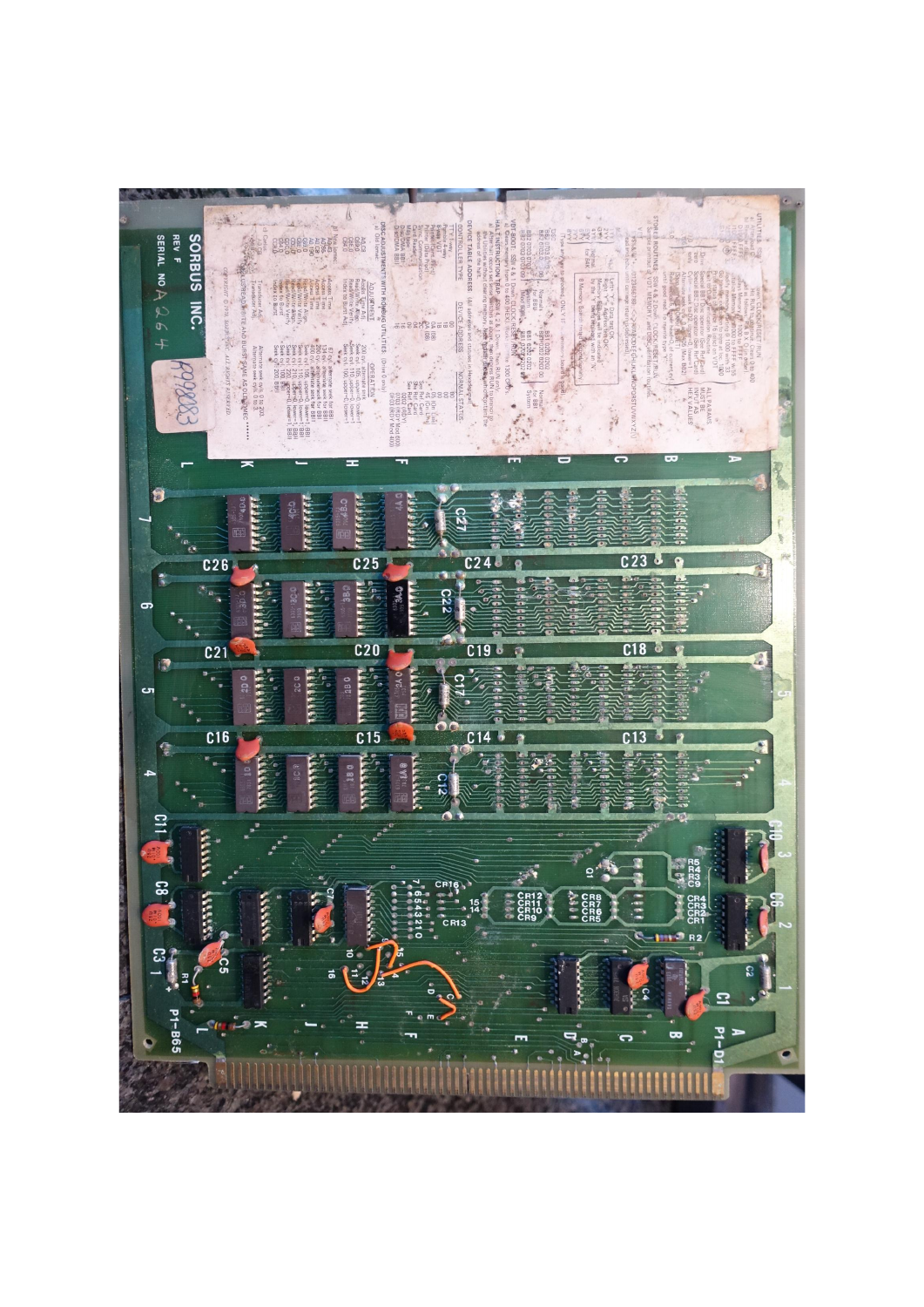SORBUS INC.

REV F

SERIAL NO A264